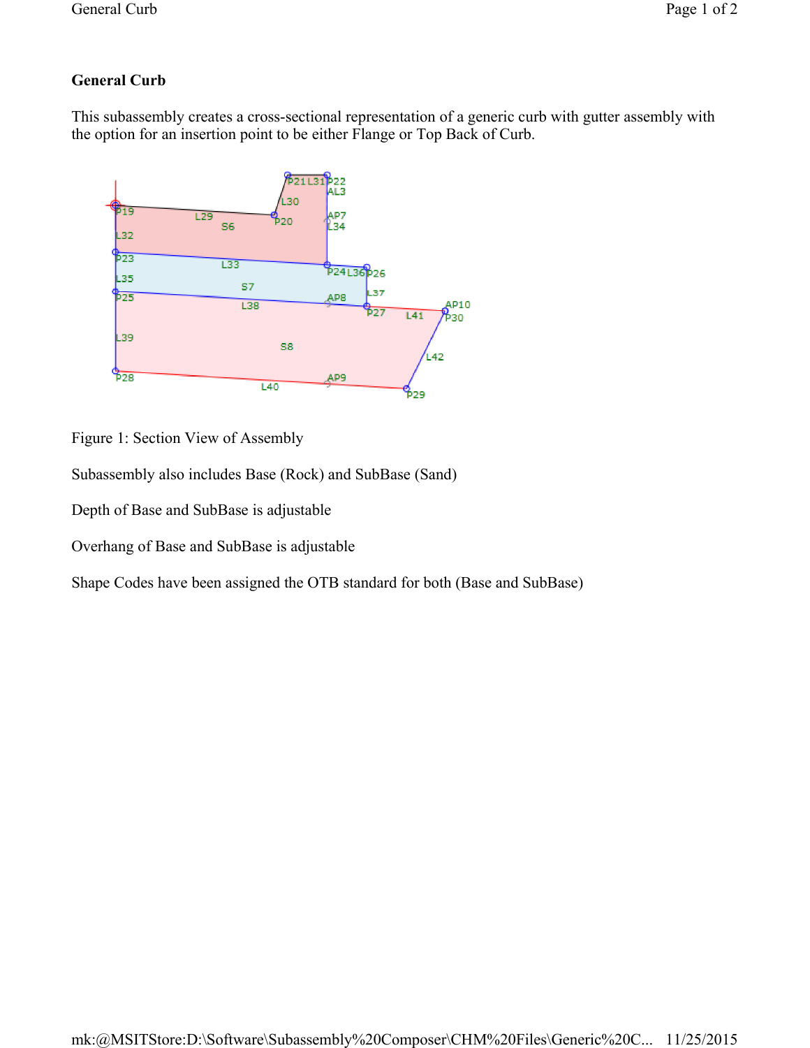# General Curb

This subassembly creates a cross-sectional representation of a generic curb with gutter assembly with the option for an insertion point to be either Flange or Top Back of Curb.

Figure 1: Section View of Assembly

Subassembly also includes Base (Rock) and SubBase (Sand)

Depth of Base and SubBase is adjustable

Overhang of Base and SubBase is adjustable

Shape Codes have been assigned the OTB standard for both (Base and SubBase)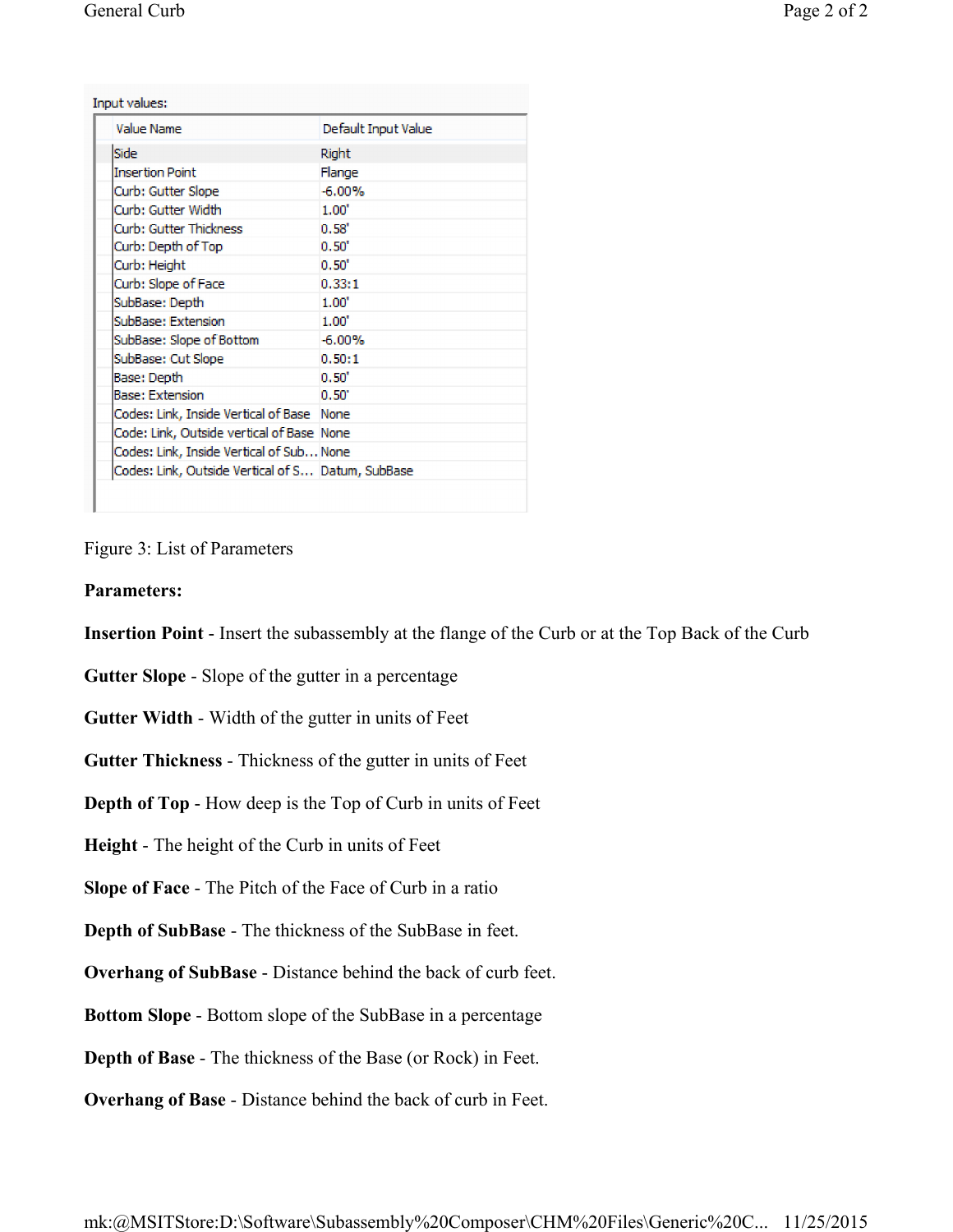Input values:

| Value Name | Default Input Value |
|---|---|
| Side | Right |
| Insertion Point | Flange |
| Curb: Gutter Slope | -6.00% |
| Curb: Gutter Width | 1.00' |
| Curb: Gutter Thickness | 0.58' |
| Curb: Depth of Top | 0.50' |
| Curb: Height | 0.50' |
| Curb: Slope of Face | 0.33:1 |
| SubBase: Depth | 1.00' |
| SubBase: Extension | 1.00' |
| SubBase: Slope of Bottom | -6.00% |
| SubBase: Cut Slope | 0.50:1 |
| Base: Depth | 0.50' |
| Base: Extension | 0.50' |
| Codes: Link, Inside Vertical of Base | None |
| Code: Link, Outside vertical of Base | None |
| Codes: Link, Inside Vertical of Sub... | None |
| Codes: Link, Outside Vertical of S... | Datum, SubBase |

Figure 3: List of Parameters

**Parameters:**

**Insertion Point** - Insert the subassembly at the flange of the Curb or at the Top Back of the Curb

**Gutter Slope** - Slope of the gutter in a percentage

**Gutter Width** - Width of the gutter in units of Feet

**Gutter Thickness** - Thickness of the gutter in units of Feet

**Depth of Top** - How deep is the Top of Curb in units of Feet

**Height** - The height of the Curb in units of Feet

**Slope of Face** - The Pitch of the Face of Curb in a ratio

**Depth of SubBase** - The thickness of the SubBase in feet.

**Overhang of SubBase** - Distance behind the back of curb feet.

**Bottom Slope** - Bottom slope of the SubBase in a percentage

**Depth of Base** - The thickness of the Base (or Rock) in Feet.

**Overhang of Base** - Distance behind the back of curb in Feet.